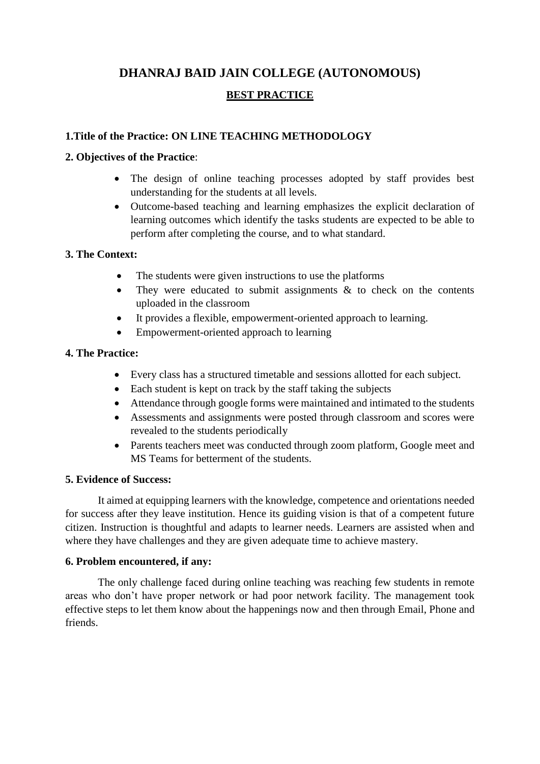# DHANRAJ BAID JAIN COLLEGE (AUTONOMOUS)

## BEST PRACTICE

**1.Title of the Practice: ON LINE TEACHING METHODOLOGY**

**2. Objectives of the Practice**:

- The design of online teaching processes adopted by staff provides best understanding for the students at all levels.
- Outcome-based teaching and learning emphasizes the explicit declaration of learning outcomes which identify the tasks students are expected to be able to perform after completing the course, and to what standard.

**3. The Context:**

- The students were given instructions to use the platforms
- They were educated to submit assignments & to check on the contents uploaded in the classroom
- It provides a flexible, empowerment-oriented approach to learning.
- Empowerment-oriented approach to learning

**4. The Practice:**

- Every class has a structured timetable and sessions allotted for each subject.
- Each student is kept on track by the staff taking the subjects
- Attendance through google forms were maintained and intimated to the students
- Assessments and assignments were posted through classroom and scores were revealed to the students periodically
- Parents teachers meet was conducted through zoom platform, Google meet and MS Teams for betterment of the students.

**5. Evidence of Success:**

It aimed at equipping learners with the knowledge, competence and orientations needed for success after they leave institution. Hence its guiding vision is that of a competent future citizen. Instruction is thoughtful and adapts to learner needs. Learners are assisted when and where they have challenges and they are given adequate time to achieve mastery.

**6. Problem encountered, if any:**

The only challenge faced during online teaching was reaching few students in remote areas who don't have proper network or had poor network facility. The management took effective steps to let them know about the happenings now and then through Email, Phone and friends.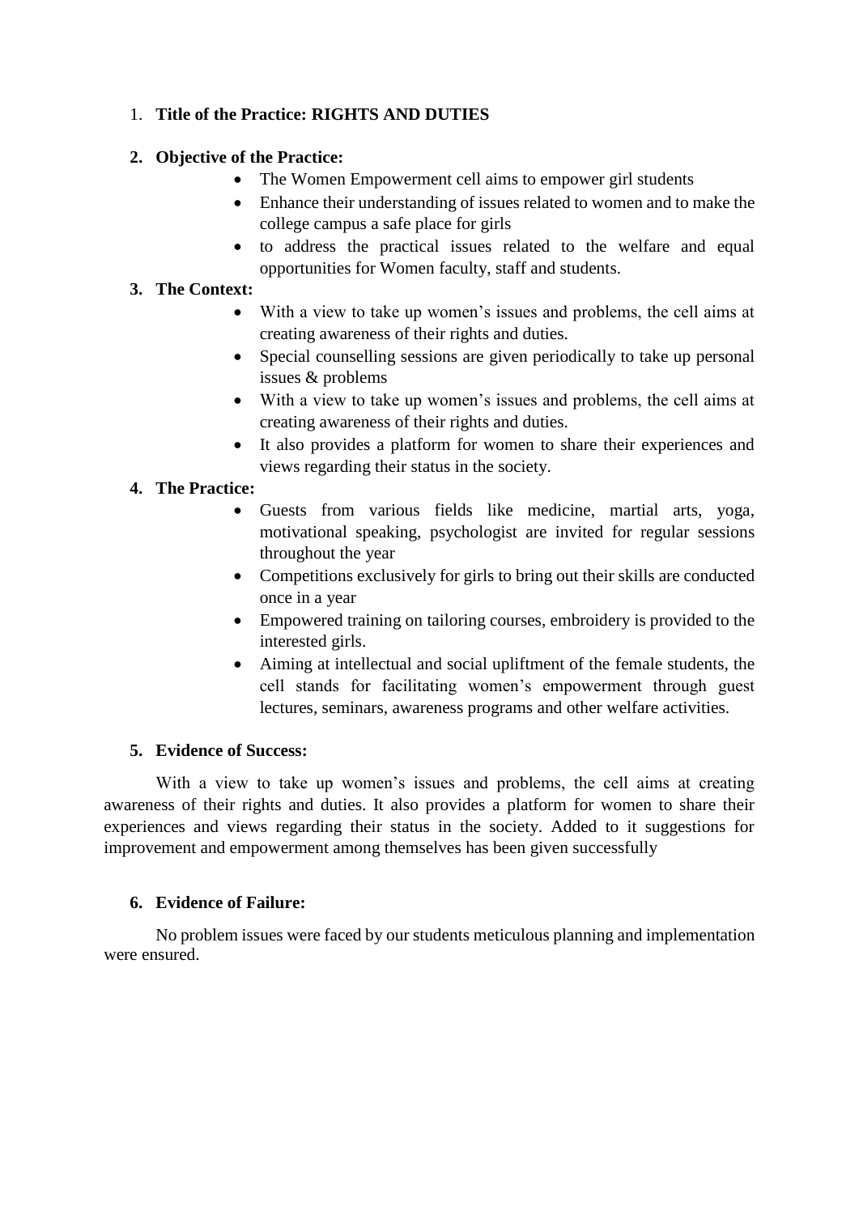1. **Title of the Practice: RIGHTS AND DUTIES**

2. **Objective of the Practice:**
   - The Women Empowerment cell aims to empower girl students
   - Enhance their understanding of issues related to women and to make the college campus a safe place for girls
   - to address the practical issues related to the welfare and equal opportunities for Women faculty, staff and students.

3. **The Context:**
   - With a view to take up women's issues and problems, the cell aims at creating awareness of their rights and duties.
   - Special counselling sessions are given periodically to take up personal issues & problems
   - With a view to take up women's issues and problems, the cell aims at creating awareness of their rights and duties.
   - It also provides a platform for women to share their experiences and views regarding their status in the society.

4. **The Practice:**
   - Guests from various fields like medicine, martial arts, yoga, motivational speaking, psychologist are invited for regular sessions throughout the year
   - Competitions exclusively for girls to bring out their skills are conducted once in a year
   - Empowered training on tailoring courses, embroidery is provided to the interested girls.
   - Aiming at intellectual and social upliftment of the female students, the cell stands for facilitating women's empowerment through guest lectures, seminars, awareness programs and other welfare activities.

5. **Evidence of Success:**

With a view to take up women's issues and problems, the cell aims at creating awareness of their rights and duties. It also provides a platform for women to share their experiences and views regarding their status in the society. Added to it suggestions for improvement and empowerment among themselves has been given successfully

6. **Evidence of Failure:**

No problem issues were faced by our students meticulous planning and implementation were ensured.